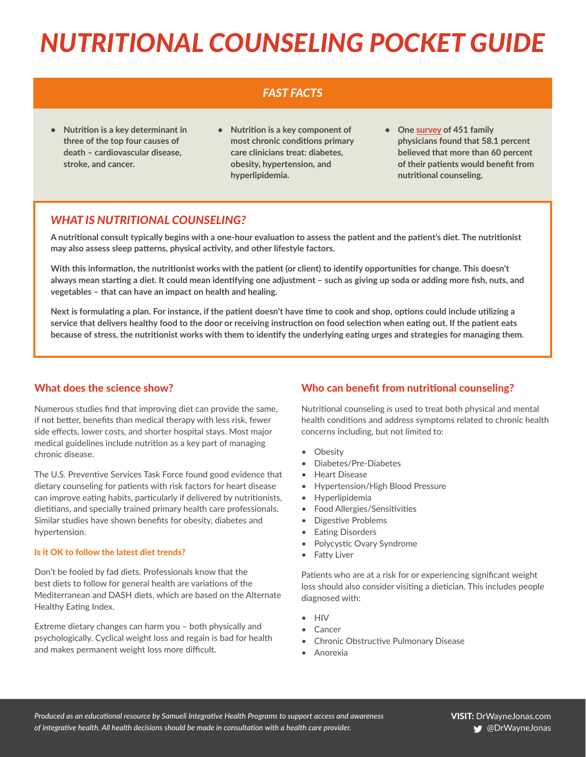# NUTRITIONAL COUNSELING POCKET GUIDE

## FAST FACTS

- **Nutrition is a key determinant in three of the top four causes of death – cardiovascular disease, stroke, and cancer.**
- **Nutrition is a key component of most chronic conditions primary care clinicians treat: diabetes, obesity, hypertension, and hyperlipidemia.**
- **One survey of 451 family physicians found that 58.1 percent believed that more than 60 percent of their patients would benefit from nutritional counseling.**

## WHAT IS NUTRITIONAL COUNSELING?

**A nutritional consult typically begins with a one-hour evaluation to assess the patient and the patient's diet. The nutritionist may also assess sleep patterns, physical activity, and other lifestyle factors.**

**With this information, the nutritionist works with the patient (or client) to identify opportunities for change. This doesn't always mean starting a diet. It could mean identifying one adjustment – such as giving up soda or adding more fish, nuts, and vegetables – that can have an impact on health and healing.**

**Next is formulating a plan. For instance, if the patient doesn't have time to cook and shop, options could include utilizing a service that delivers healthy food to the door or receiving instruction on food selection when eating out. If the patient eats because of stress, the nutritionist works with them to identify the underlying eating urges and strategies for managing them.**

## What does the science show?

Numerous studies find that improving diet can provide the same, if not better, benefits than medical therapy with less risk, fewer side effects, lower costs, and shorter hospital stays. Most major medical guidelines include nutrition as a key part of managing chronic disease.

The U.S. Preventive Services Task Force found good evidence that dietary counseling for patients with risk factors for heart disease can improve eating habits, particularly if delivered by nutritionists, dietitians, and specially trained primary health care professionals. Similar studies have shown benefits for obesity, diabetes and hypertension.

### Is it OK to follow the latest diet trends?

Don't be fooled by fad diets. Professionals know that the best diets to follow for general health are variations of the Mediterranean and DASH diets, which are based on the Alternate Healthy Eating Index.

Extreme dietary changes can harm you – both physically and psychologically. Cyclical weight loss and regain is bad for health and makes permanent weight loss more difficult.

## Who can benefit from nutritional counseling?

Nutritional counseling is used to treat both physical and mental health conditions and address symptoms related to chronic health concerns including, but not limited to:

- Obesity
- Diabetes/Pre-Diabetes
- Heart Disease
- Hypertension/High Blood Pressure
- Hyperlipidemia
- Food Allergies/Sensitivities
- Digestive Problems
- Eating Disorders
- Polycystic Ovary Syndrome
- Fatty Liver

Patients who are at a risk for or experiencing significant weight loss should also consider visiting a dietician. This includes people diagnosed with:

- HIV
- Cancer
- Chronic Obstructive Pulmonary Disease
- Anorexia

*Produced as an educational resource by Samueli Integrative Health Programs to support access and awareness of integrative health. All health decisions should be made in consultation with a health care provider.*

**VISIT:** DrWayneJonas.com
@DrWayneJonas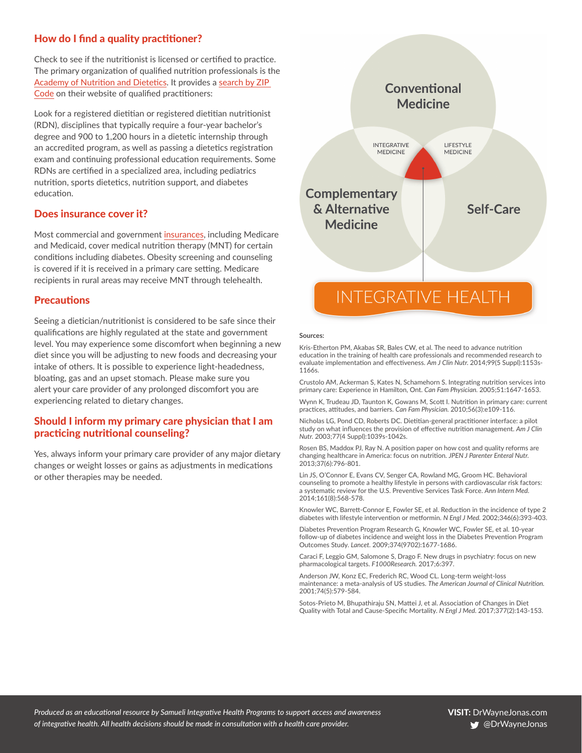## How do I find a quality practitioner?

Check to see if the nutritionist is licensed or certified to practice. The primary organization of qualified nutrition professionals is the Academy of Nutrition and Dietetics. It provides a search by ZIP Code on their website of qualified practitioners:

Look for a registered dietitian or registered dietitian nutritionist (RDN), disciplines that typically require a four-year bachelor's degree and 900 to 1,200 hours in a dietetic internship through an accredited program, as well as passing a dietetics registration exam and continuing professional education requirements. Some RDNs are certified in a specialized area, including pediatrics nutrition, sports dietetics, nutrition support, and diabetes education.

## Does insurance cover it?

Most commercial and government insurances, including Medicare and Medicaid, cover medical nutrition therapy (MNT) for certain conditions including diabetes. Obesity screening and counseling is covered if it is received in a primary care setting. Medicare recipients in rural areas may receive MNT through telehealth.

## Precautions

Seeing a dietician/nutritionist is considered to be safe since their qualifications are highly regulated at the state and government level. You may experience some discomfort when beginning a new diet since you will be adjusting to new foods and decreasing your intake of others. It is possible to experience light-headedness, bloating, gas and an upset stomach. Please make sure you alert your care provider of any prolonged discomfort you are experiencing related to dietary changes.

## Should I inform my primary care physician that I am practicing nutritional counseling?

Yes, always inform your primary care provider of any major dietary changes or weight losses or gains as adjustments in medications or other therapies may be needed.

Conventional Medicine

INTEGRATIVE MEDICINE

LIFESTYLE MEDICINE

Complementary & Alternative Medicine

Self-Care

INTEGRATIVE HEALTH

**Sources:**

Kris-Etherton PM, Akabas SR, Bales CW, et al. The need to advance nutrition education in the training of health care professionals and recommended research to evaluate implementation and effectiveness. *Am J Clin Nutr.* 2014;99(5 Suppl):1153s-1166s.

Crustolo AM, Ackerman S, Kates N, Schamehorn S. Integrating nutrition services into primary care: Experience in Hamilton, Ont. *Can Fam Physician.* 2005;51:1647-1653.

Wynn K, Trudeau JD, Taunton K, Gowans M, Scott I. Nutrition in primary care: current practices, attitudes, and barriers. *Can Fam Physician.* 2010;56(3):e109-116.

Nicholas LG, Pond CD, Roberts DC. Dietitian-general practitioner interface: a pilot study on what influences the provision of effective nutrition management. *Am J Clin Nutr.* 2003;77(4 Suppl):1039s-1042s.

Rosen BS, Maddox PJ, Ray N. A position paper on how cost and quality reforms are changing healthcare in America: focus on nutrition. *JPEN J Parenter Enteral Nutr.* 2013;37(6):796-801.

Lin JS, O'Connor E, Evans CV, Senger CA, Rowland MG, Groom HC. Behavioral counseling to promote a healthy lifestyle in persons with cardiovascular risk factors: a systematic review for the U.S. Preventive Services Task Force. *Ann Intern Med.* 2014;161(8):568-578.

Knowler WC, Barrett-Connor E, Fowler SE, et al. Reduction in the incidence of type 2 diabetes with lifestyle intervention or metformin. *N Engl J Med.* 2002;346(6):393-403.

Diabetes Prevention Program Research G, Knowler WC, Fowler SE, et al. 10-year follow-up of diabetes incidence and weight loss in the Diabetes Prevention Program Outcomes Study. *Lancet.* 2009;374(9702):1677-1686.

Caraci F, Leggio GM, Salomone S, Drago F. New drugs in psychiatry: focus on new pharmacological targets. *F1000Research.* 2017;6:397.

Anderson JW, Konz EC, Frederich RC, Wood CL. Long-term weight-loss maintenance: a meta-analysis of US studies. *The American Journal of Clinical Nutrition.* 2001;74(5):579-584.

Sotos-Prieto M, Bhupathiraju SN, Mattei J, et al. Association of Changes in Diet Quality with Total and Cause-Specific Mortality. *N Engl J Med.* 2017;377(2):143-153.

*Produced as an educational resource by Samueli Integrative Health Programs to support access and awareness of integrative health. All health decisions should be made in consultation with a health care provider.*

**VISIT:** DrWayneJonas.com
@DrWayneJonas